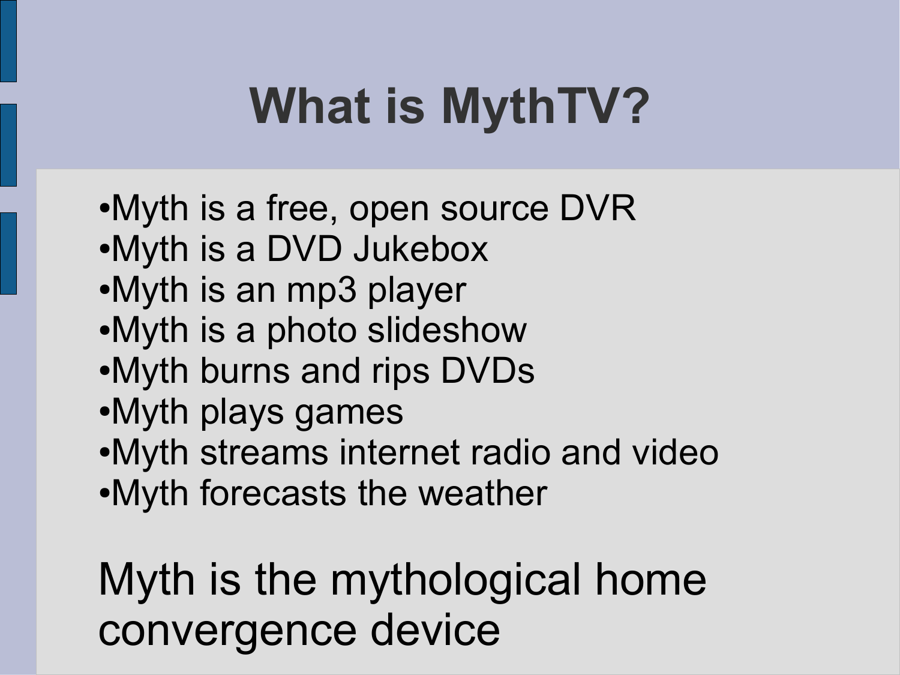# What is MythTV?

- Myth is a free, open source DVR
- Myth is a DVD Jukebox
- Myth is an mp3 player
- Myth is a photo slideshow
- Myth burns and rips DVDs
- Myth plays games
- Myth streams internet radio and video
- Myth forecasts the weather

Myth is the mythological home convergence device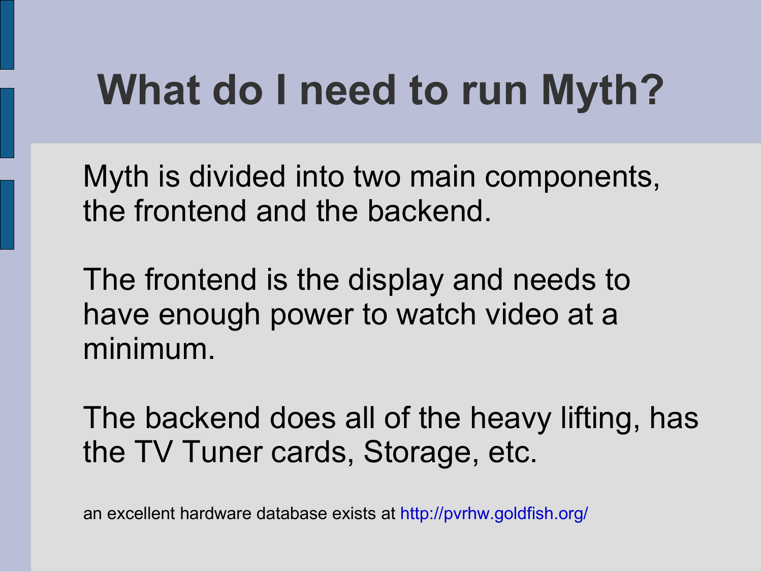# What do I need to run Myth?

Myth is divided into two main components, the frontend and the backend.

The frontend is the display and needs to have enough power to watch video at a minimum.

The backend does all of the heavy lifting, has the TV Tuner cards, Storage, etc.

an excellent hardware database exists at http://pvrhw.goldfish.org/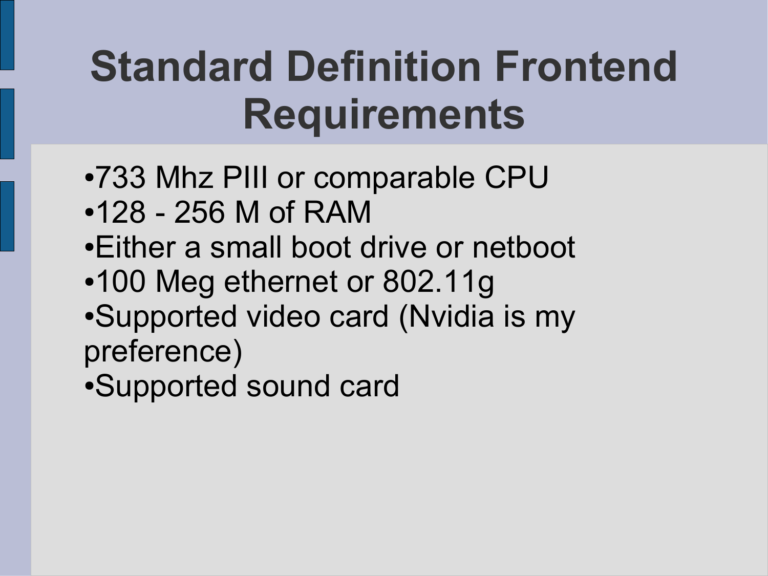# Standard Definition Frontend Requirements

- 733 Mhz PIII or comparable CPU
- 128 - 256 M of RAM
- Either a small boot drive or netboot
- 100 Meg ethernet or 802.11g
- Supported video card (Nvidia is my preference)
- Supported sound card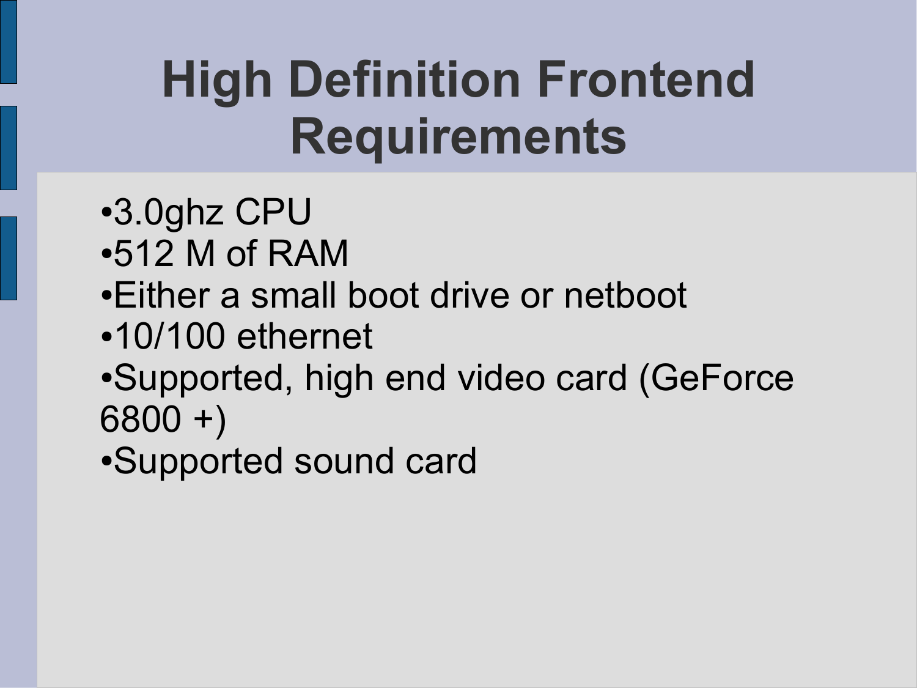# High Definition Frontend Requirements

- 3.0ghz CPU
- 512 M of RAM
- Either a small boot drive or netboot
- 10/100 ethernet
- Supported, high end video card (GeForce 6800 +)
- Supported sound card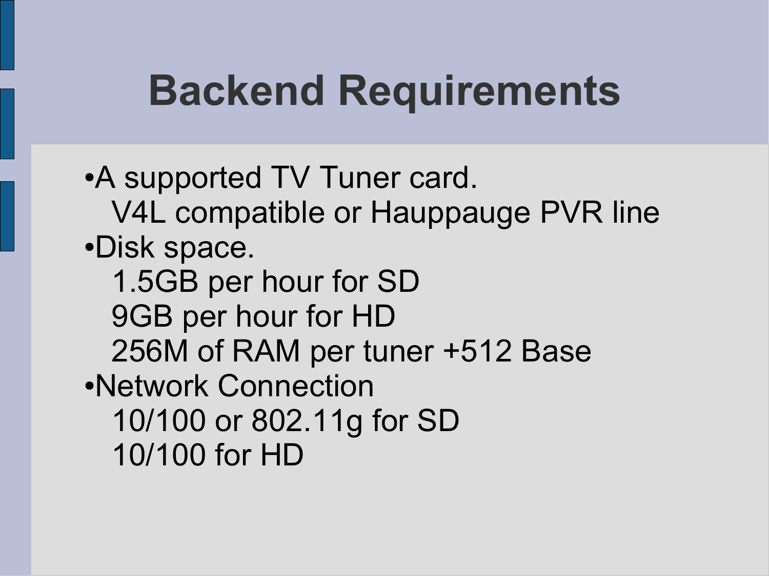# Backend Requirements

- A supported TV Tuner card.
  V4L compatible or Hauppauge PVR line
- Disk space.
  1.5GB per hour for SD
  9GB per hour for HD
  256M of RAM per tuner +512 Base
- Network Connection
  10/100 or 802.11g for SD
  10/100 for HD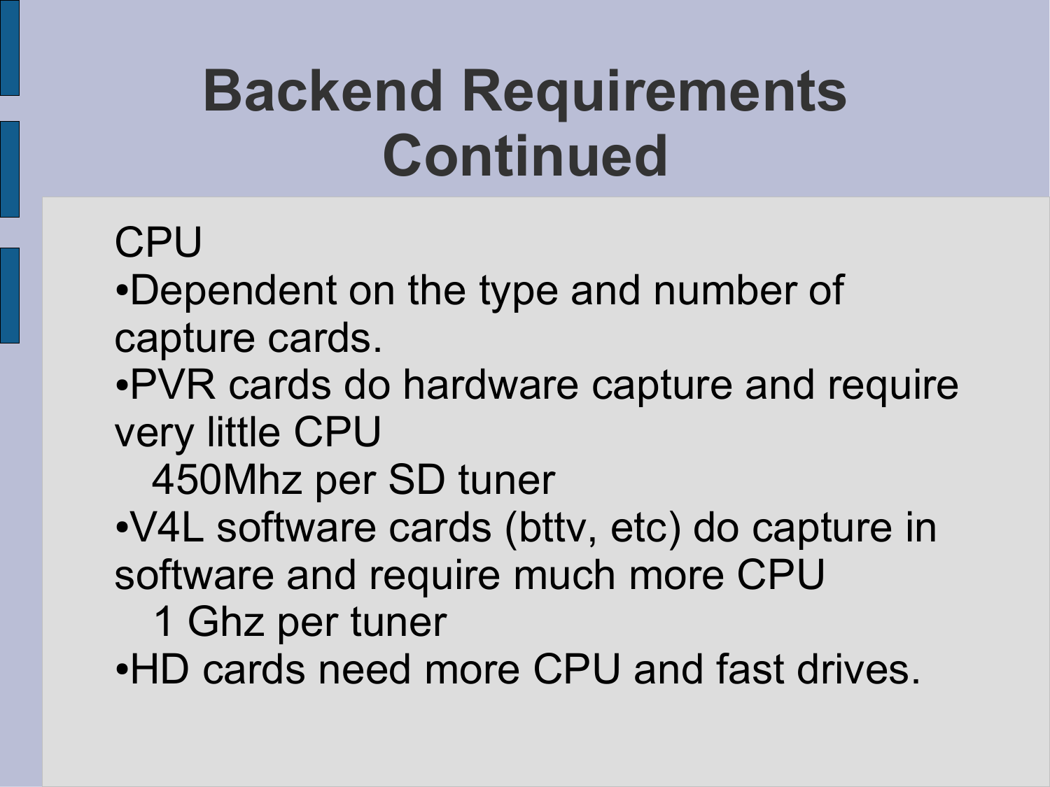# Backend Requirements Continued

CPU

- Dependent on the type and number of capture cards.
- PVR cards do hardware capture and require very little CPU
  - 450Mhz per SD tuner
- V4L software cards (bttv, etc) do capture in software and require much more CPU
  - 1 Ghz per tuner
- HD cards need more CPU and fast drives.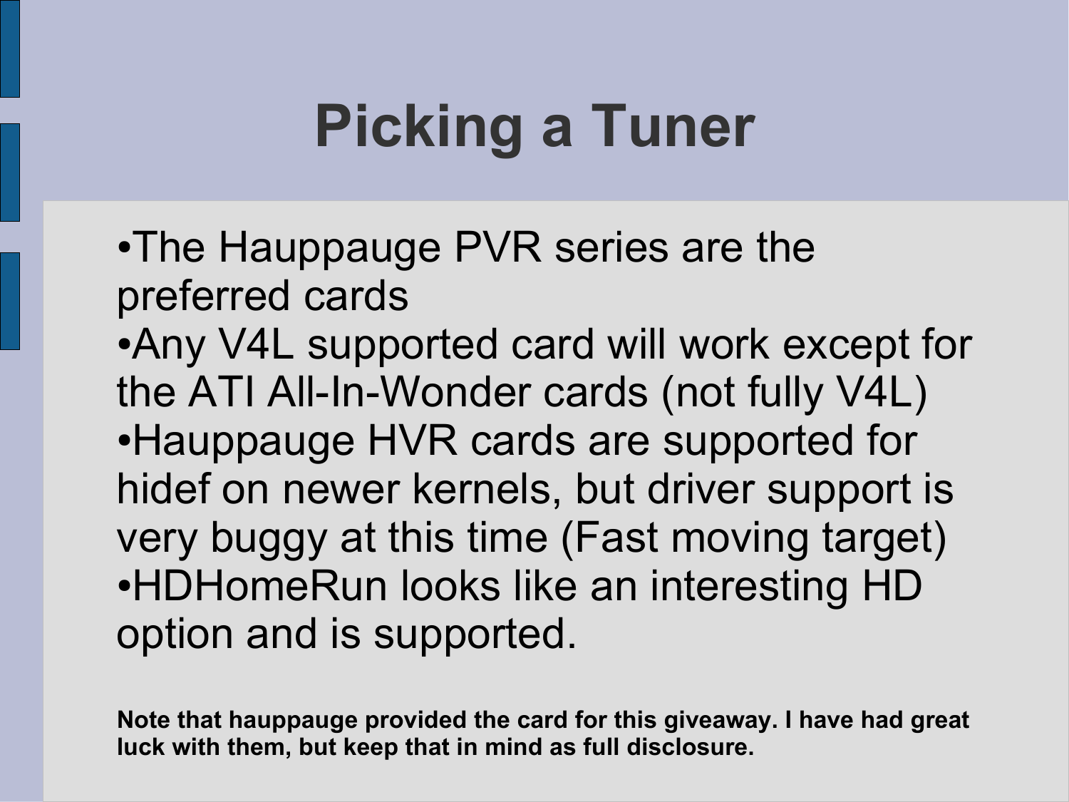# Picking a Tuner

- The Hauppauge PVR series are the preferred cards
- Any V4L supported card will work except for the ATI All-In-Wonder cards (not fully V4L)
- Hauppauge HVR cards are supported for hidef on newer kernels, but driver support is very buggy at this time (Fast moving target)
- HDHomeRun looks like an interesting HD option and is supported.

**Note that hauppauge provided the card for this giveaway. I have had great luck with them, but keep that in mind as full disclosure.**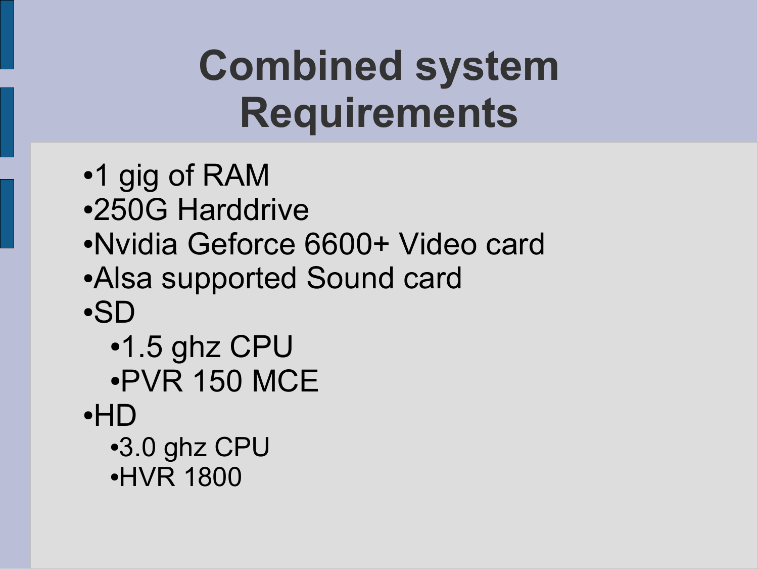# Combined system Requirements

- 1 gig of RAM
- 250G Harddrive
- Nvidia Geforce 6600+ Video card
- Alsa supported Sound card
- SD
  - 1.5 ghz CPU
  - PVR 150 MCE
- HD
  - 3.0 ghz CPU
  - HVR 1800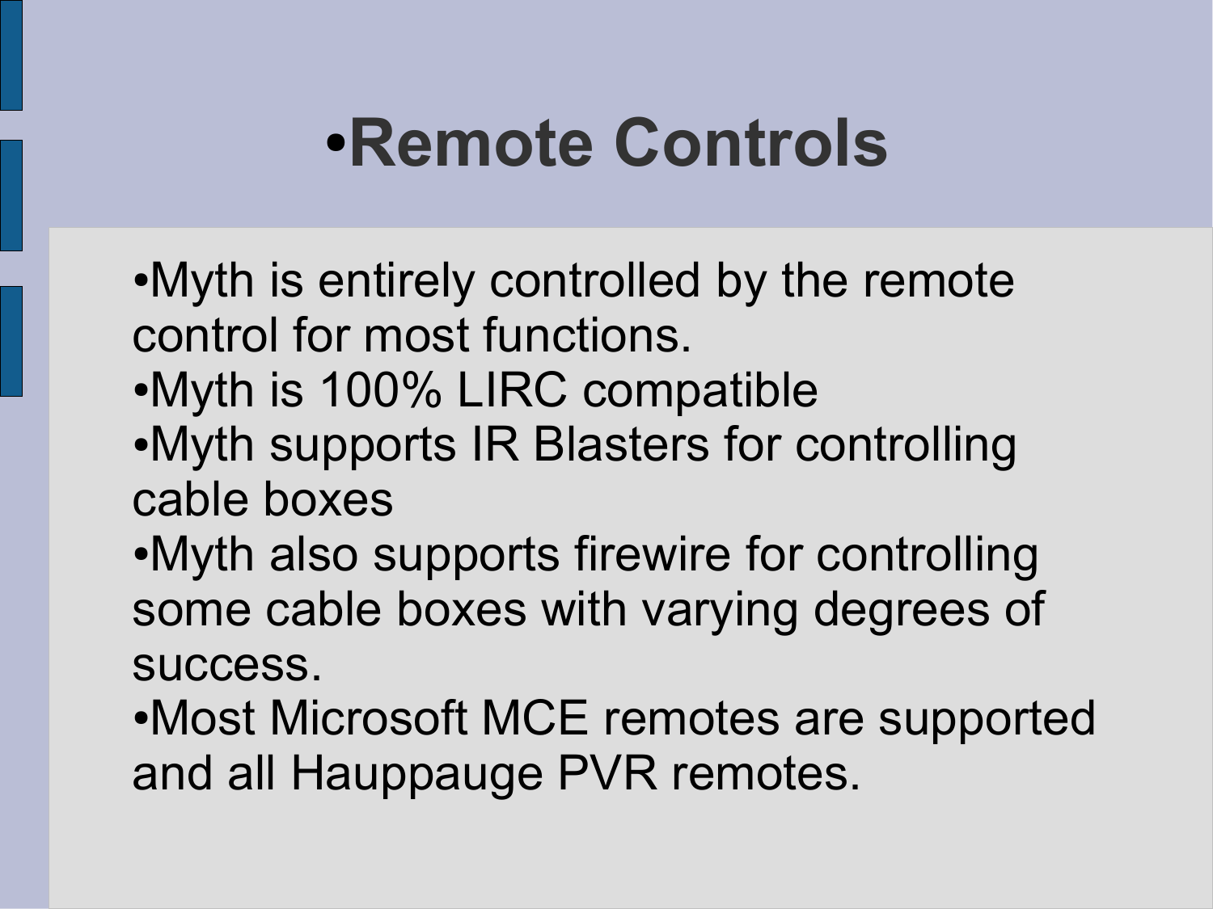# Remote Controls

- Myth is entirely controlled by the remote control for most functions.
- Myth is 100% LIRC compatible
- Myth supports IR Blasters for controlling cable boxes
- Myth also supports firewire for controlling some cable boxes with varying degrees of success.
- Most Microsoft MCE remotes are supported and all Hauppauge PVR remotes.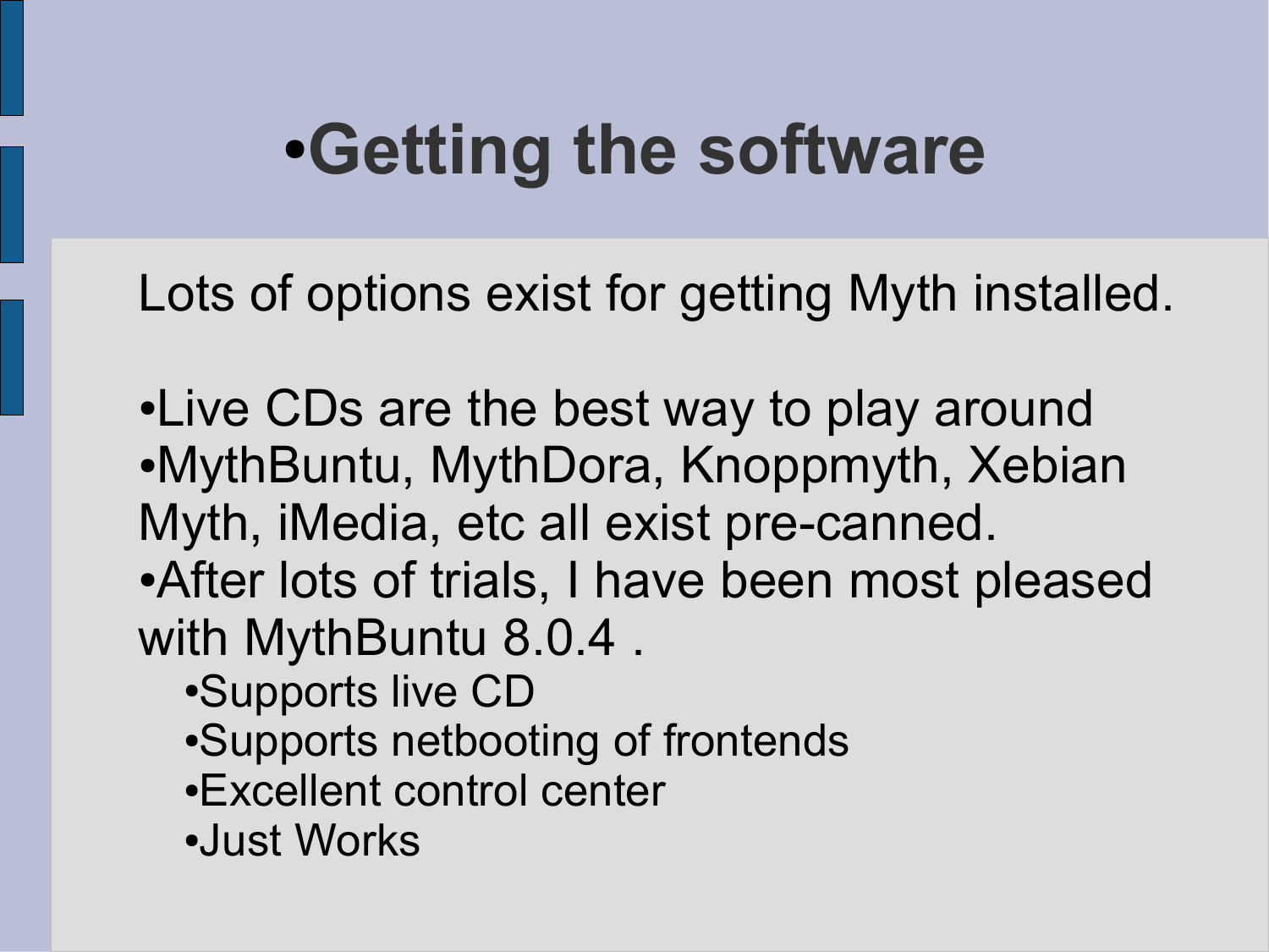# •Getting the software

Lots of options exist for getting Myth installed.

- Live CDs are the best way to play around
- MythBuntu, MythDora, Knoppmyth, Xebian Myth, iMedia, etc all exist pre-canned.
- After lots of trials, I have been most pleased with MythBuntu 8.0.4 .
  - Supports live CD
  - Supports netbooting of frontends
  - Excellent control center
  - Just Works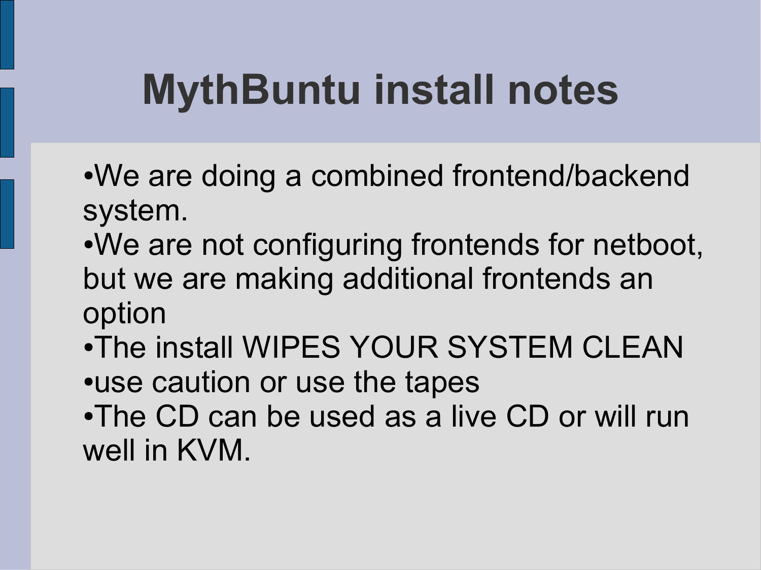# MythBuntu install notes

- We are doing a combined frontend/backend system.
- We are not configuring frontends for netboot, but we are making additional frontends an option
- The install WIPES YOUR SYSTEM CLEAN
- use caution or use the tapes
- The CD can be used as a live CD or will run well in KVM.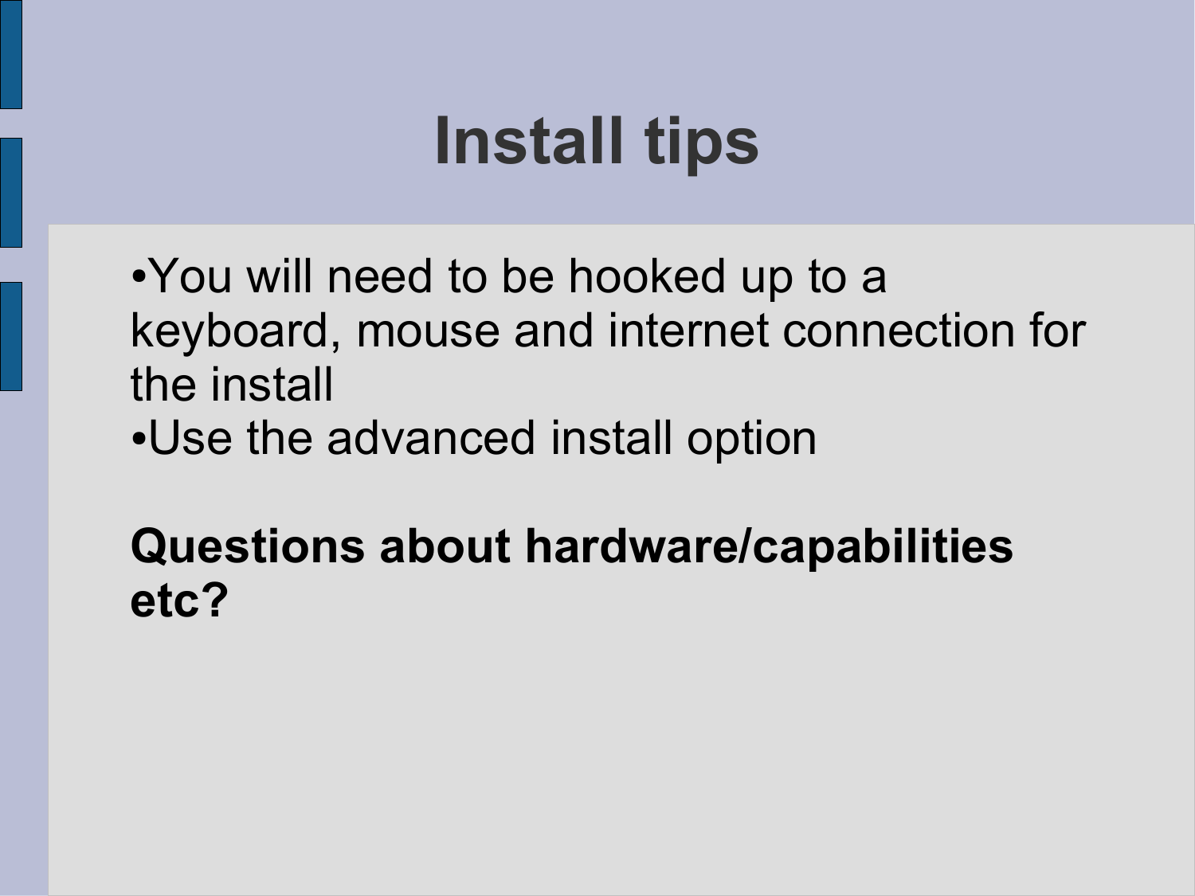# Install tips

- You will need to be hooked up to a keyboard, mouse and internet connection for the install
- Use the advanced install option

**Questions about hardware/capabilities etc?**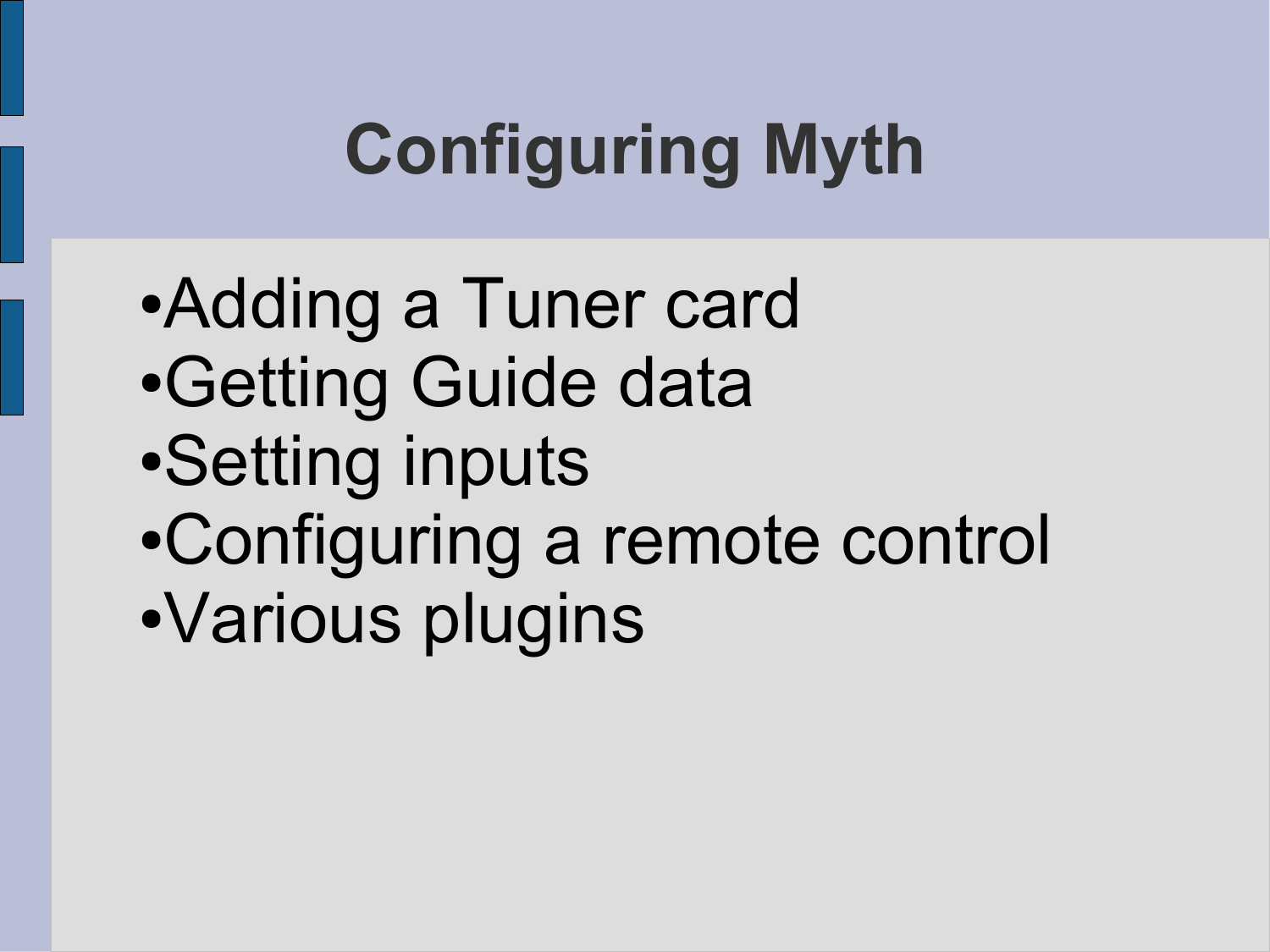# Configuring Myth

- Adding a Tuner card
- Getting Guide data
- Setting inputs
- Configuring a remote control
- Various plugins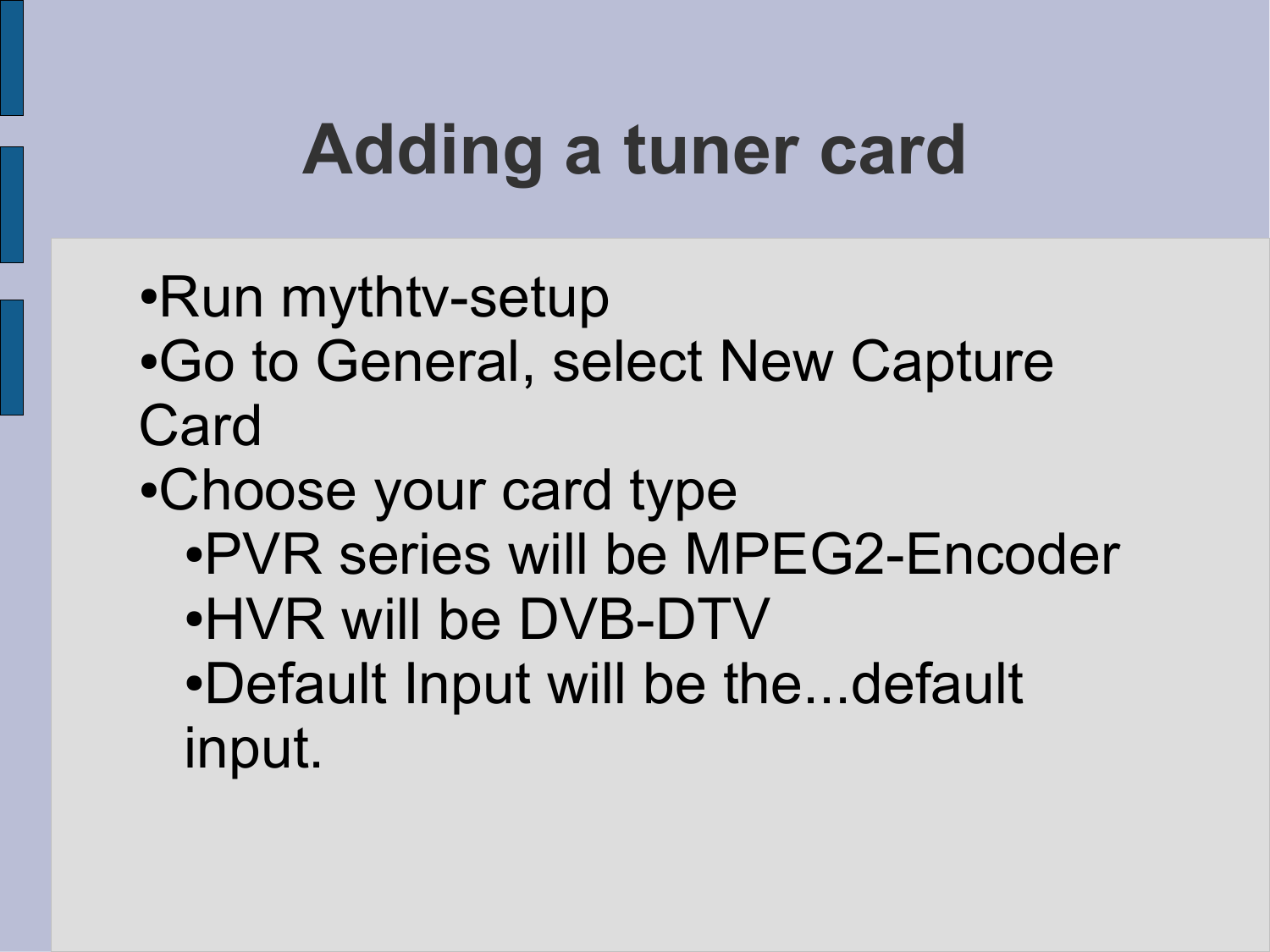# Adding a tuner card

- Run mythtv-setup
- Go to General, select New Capture Card
- Choose your card type
  - PVR series will be MPEG2-Encoder
  - HVR will be DVB-DTV
  - Default Input will be the...default input.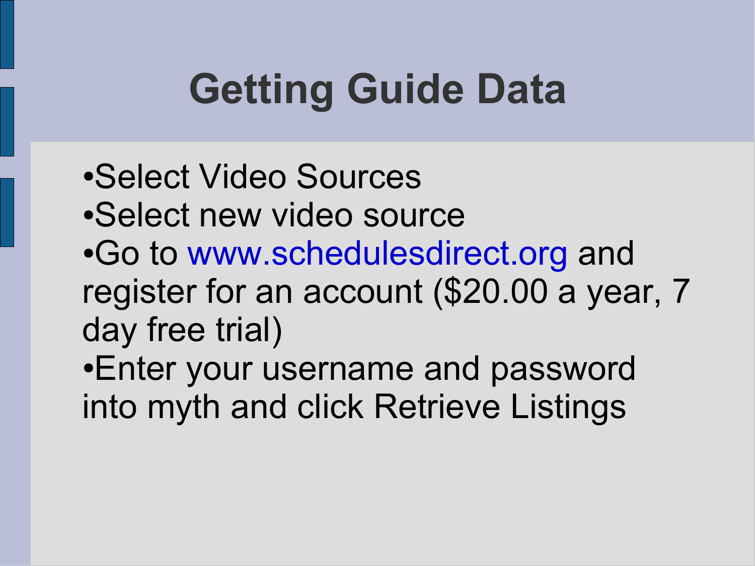# Getting Guide Data

- Select Video Sources
- Select new video source
- Go to www.schedulesdirect.org and register for an account ($20.00 a year, 7 day free trial)
- Enter your username and password into myth and click Retrieve Listings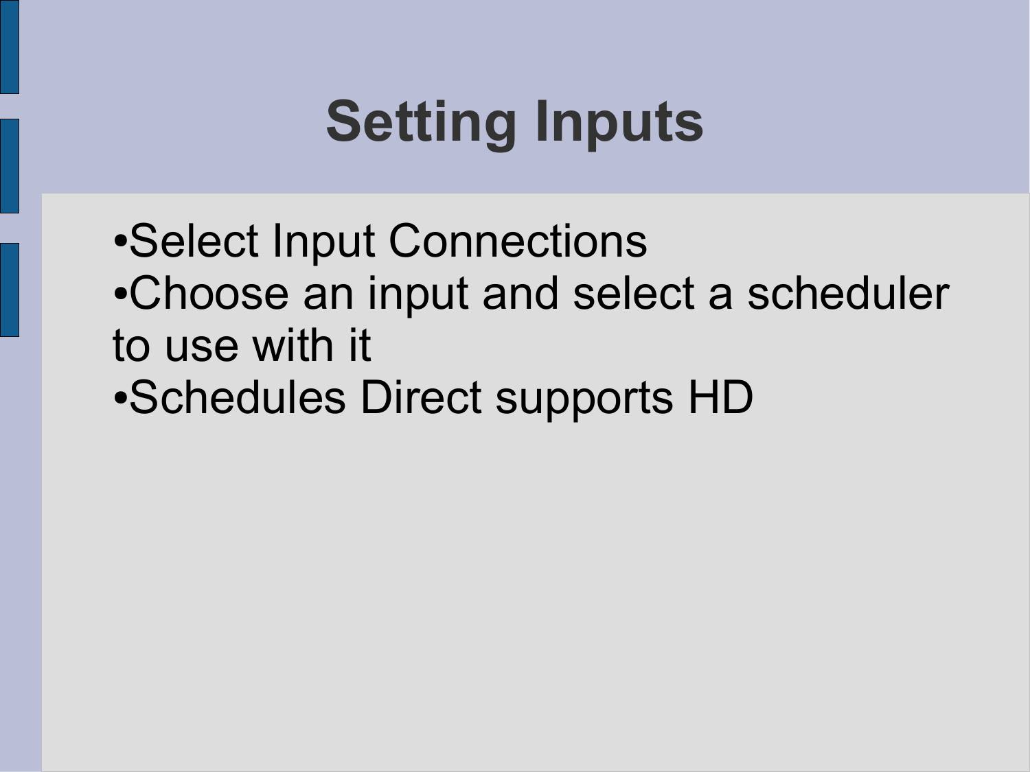# Setting Inputs

- Select Input Connections
- Choose an input and select a scheduler to use with it
- Schedules Direct supports HD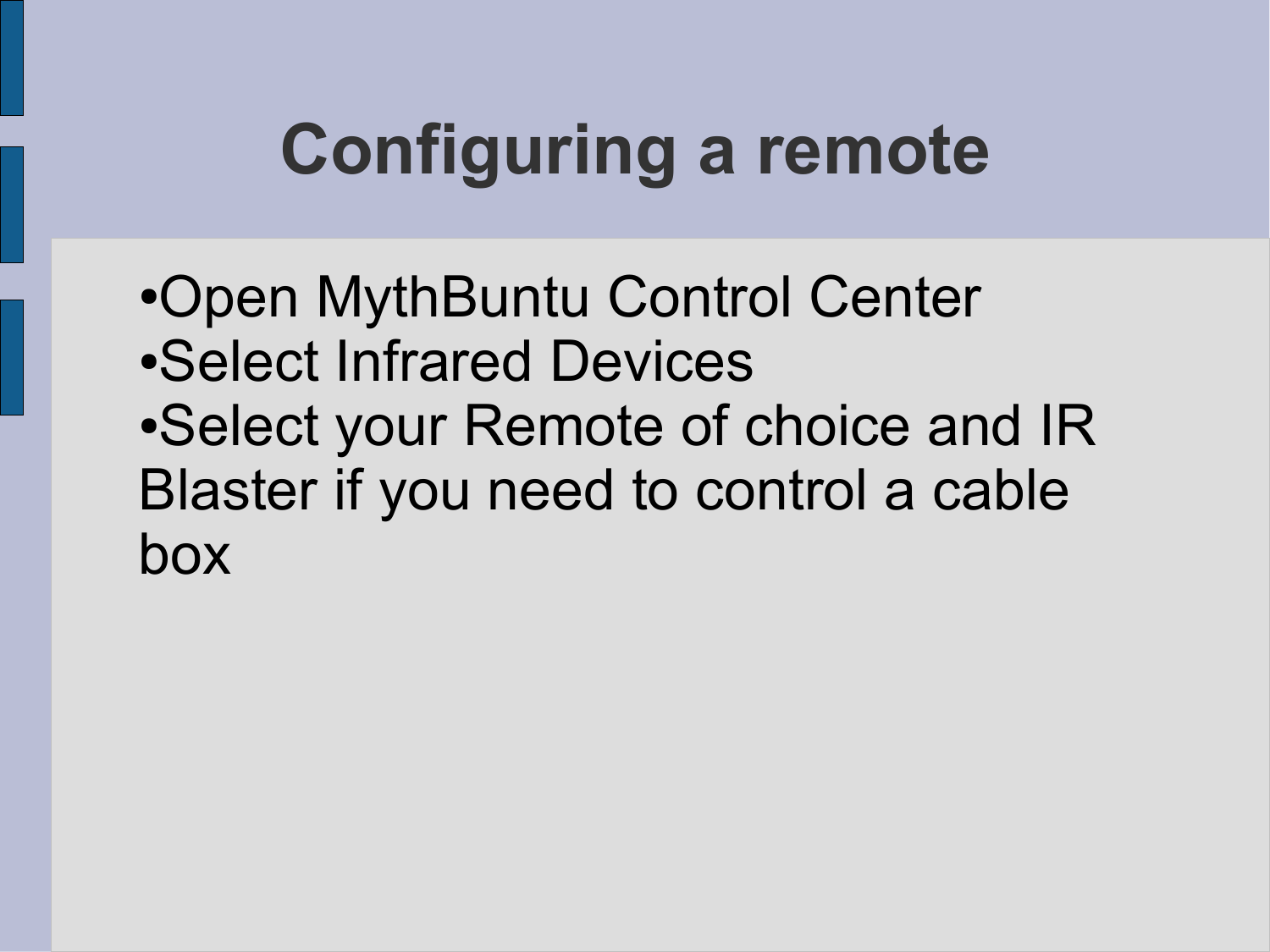# Configuring a remote

- Open MythBuntu Control Center
- Select Infrared Devices
- Select your Remote of choice and IR Blaster if you need to control a cable box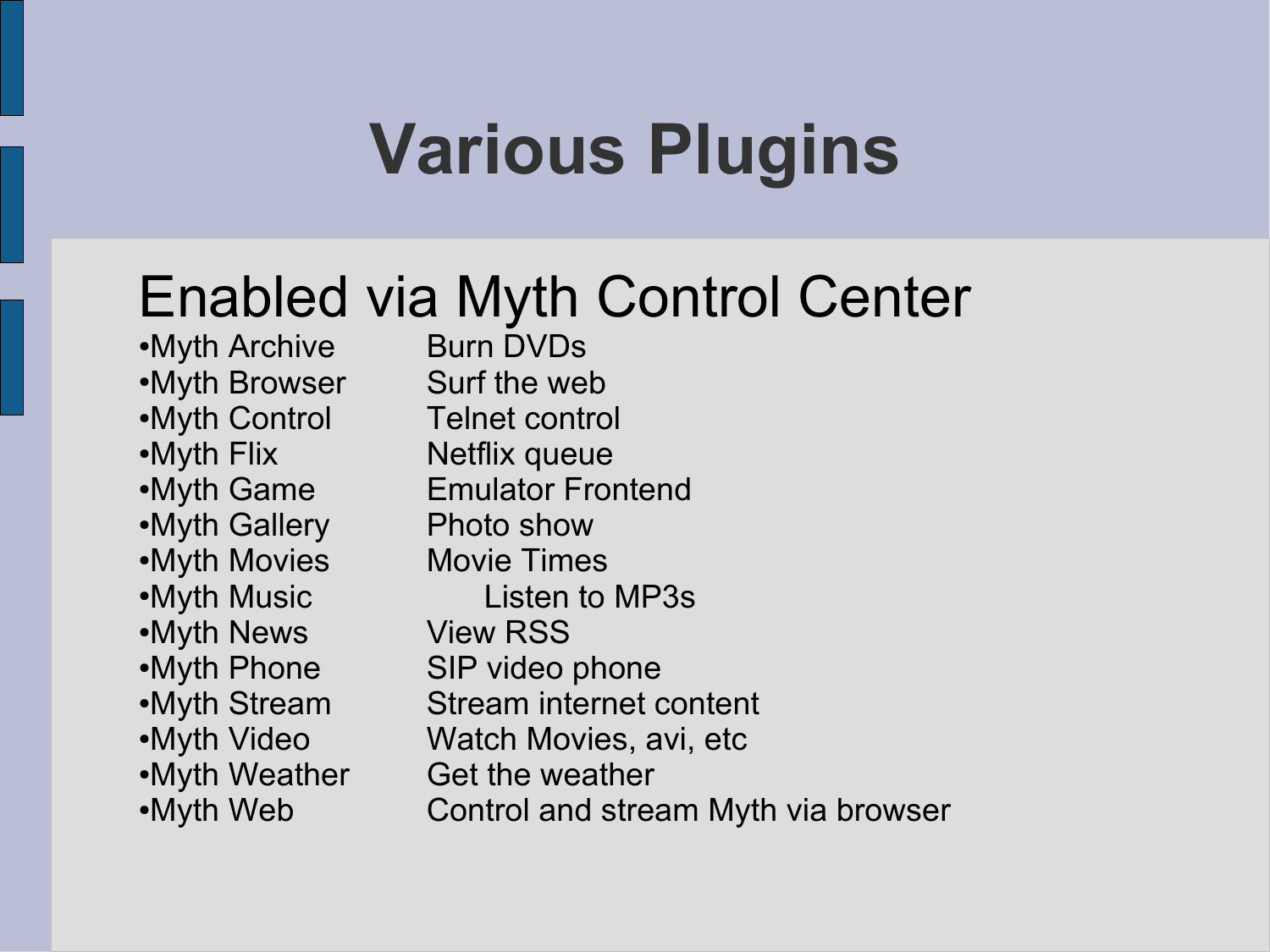# Various Plugins

## Enabled via Myth Control Center

- Myth Archive — Burn DVDs
- Myth Browser — Surf the web
- Myth Control — Telnet control
- Myth Flix — Netflix queue
- Myth Game — Emulator Frontend
- Myth Gallery — Photo show
- Myth Movies — Movie Times
- Myth Music — Listen to MP3s
- Myth News — View RSS
- Myth Phone — SIP video phone
- Myth Stream — Stream internet content
- Myth Video — Watch Movies, avi, etc
- Myth Weather — Get the weather
- Myth Web — Control and stream Myth via browser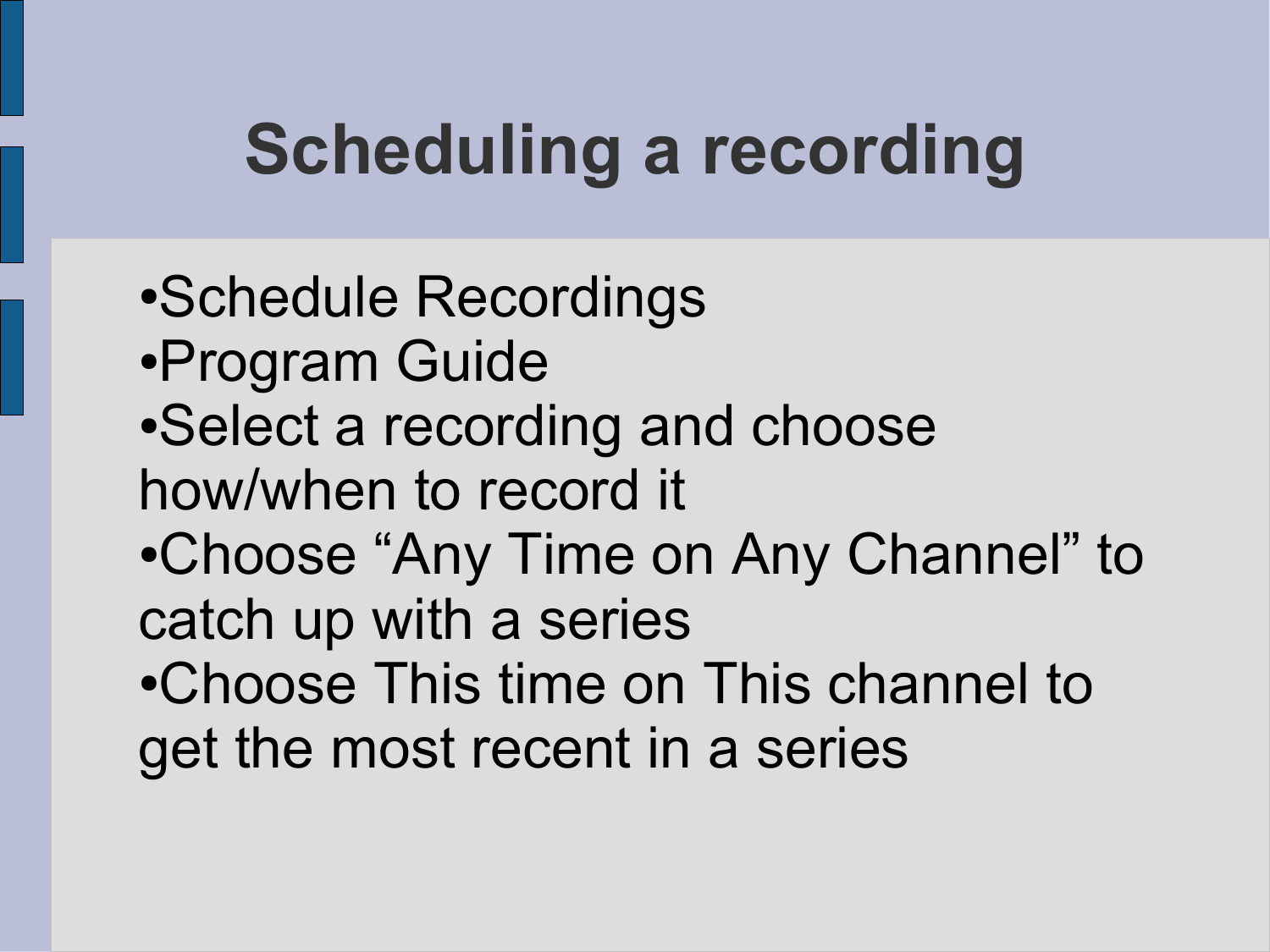# Scheduling a recording

- Schedule Recordings
- Program Guide
- Select a recording and choose how/when to record it
- Choose “Any Time on Any Channel” to catch up with a series
- Choose This time on This channel to get the most recent in a series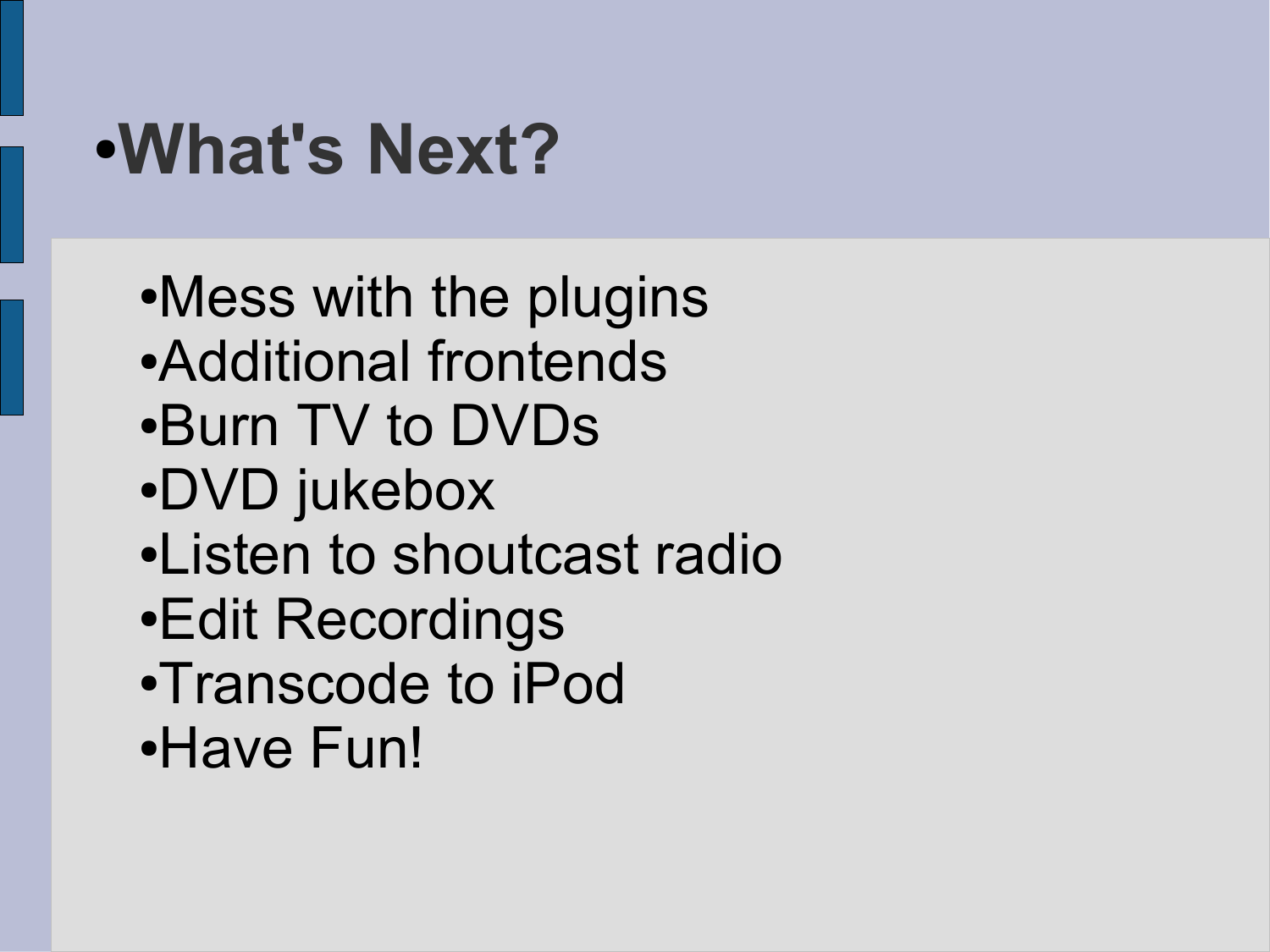# What's Next?

- Mess with the plugins
- Additional frontends
- Burn TV to DVDs
- DVD jukebox
- Listen to shoutcast radio
- Edit Recordings
- Transcode to iPod
- Have Fun!